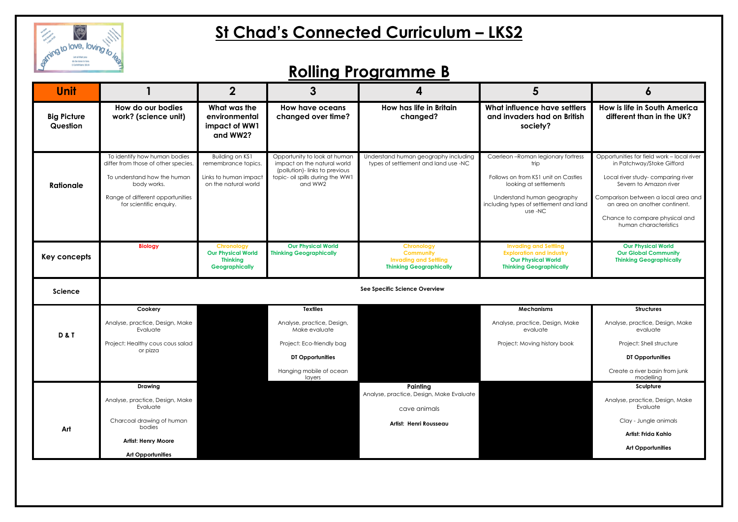# St Chad's Connected Curriculum – LKS2

## Rolling Programme B

| Unit | 1 | 2 | 3 | 4 | 5 | 6 |
|---|---|---|---|---|---|---|
| **Big Picture Question** | **How do our bodies work? (science unit)** | **What was the environmental impact of WW1 and WW2?** | **How have oceans changed over time?** | **How has life in Britain changed?** | **What influence have settlers and invaders had on British society?** | **How is life in South America different than in the UK?** |
| **Rationale** | To identify how human bodies differ from those of other species.<br><br>To understand how the human body works.<br><br>Range of different opportunities for scientific enquiry. | Building on KS1 remembrance topics.<br><br>Links to human impact on the natural world | Opportunity to look at human impact on the natural world (pollution)- links to previous topic- oil spills during the WW1 and WW2 | Understand human geography including types of settlement and land use -NC | Caerleon –Roman legionary fortress trip<br><br>Follows on from KS1 unit on Castles looking at settlements<br><br>Understand human geography including types of settlement and land use -NC | Opportunities for field work – local river in Patchway/Stoke Gifford<br><br>Local river study- comparing river Severn to Amazon river<br><br>Comparison between a local area and an area on another continent.<br><br>Chance to compare physical and human characteristics |
| **Key concepts** | **Biology** | **Chronology**<br>**Our Physical World**<br>**Thinking Geographically** | **Our Physical World**<br>**Thinking Geographically** | **Chronology**<br>**Community**<br>**Invading and Settling**<br>**Thinking Geographically** | **Invading and Settling**<br>**Exploration and industry**<br>**Our Physical World**<br>**Thinking Geographically** | **Our Physical World**<br>**Our Global Community**<br>**Thinking Geographically** |
| **Science** | **See Specific Science Overview** | | | | | |
| **D & T** | **Cookery**<br><br>Analyse, practice, Design, Make Evaluate<br><br>Project: Healthy cous cous salad or pizza | | **Textiles**<br><br>Analyse, practice, Design, Make evaluate<br><br>Project: Eco-friendly bag<br><br>**DT Opportunities**<br><br>Hanging mobile of ocean layers | | **Mechanisms**<br><br>Analyse, practice, Design, Make evaluate<br><br>Project: Moving history book | **Structures**<br><br>Analyse, practice, Design, Make evaluate<br><br>Project: Shell structure<br><br>**DT Opportunities**<br><br>Create a river basin from junk modelling |
| **Art** | **Drawing**<br><br>Analyse, practice, Design, Make Evaluate<br><br>Charcoal drawing of human bodies<br><br>**Artist: Henry Moore**<br><br>**Art Opportunities** | | | **Painting**<br>Analyse, practice, Design, Make Evaluate<br><br>cave animals<br><br>**Artist: Henri Rousseau** | | **Sculpture**<br><br>Analyse, practice, Design, Make Evaluate<br><br>Clay - Jungle animals<br><br>**Artist: Frida Kahlo**<br><br>**Art Opportunities** |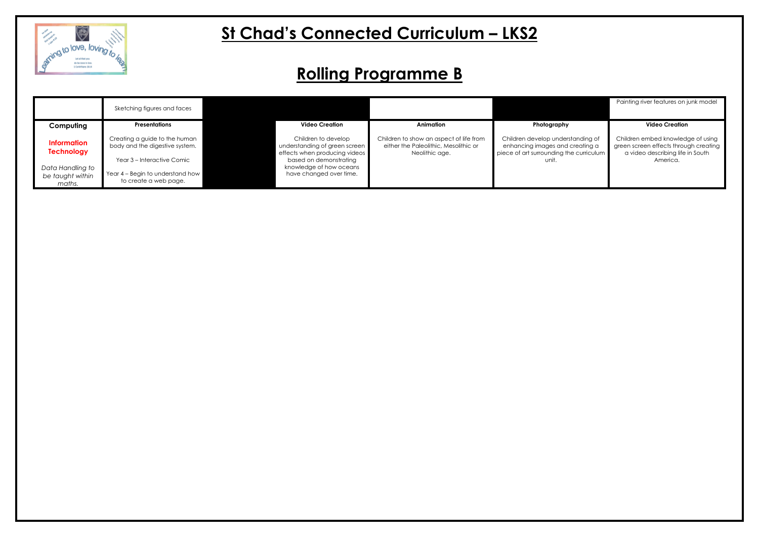# St Chad's Connected Curriculum – LKS2

## Rolling Programme B

| | | | | | | |
|---|---|---|---|---|---|---|
| | Sketching figures and faces | | | | | Painting river features on junk model |
| **Computing**<br><br>**Information Technology**<br><br>*Data Handling to be taught within maths.* | **Presentations**<br><br>Creating a guide to the human body and the digestive system.<br><br>Year 3 – Interactive Comic<br><br>Year 4 – Begin to understand how to create a web page. | | **Video Creation**<br><br>Children to develop understanding of green screen effects when producing videos based on demonstrating knowledge of how oceans have changed over time. | **Animation**<br><br>Children to show an aspect of life from either the Paleolithic, Mesolithic or Neolithic age. | **Photography**<br><br>Children develop understanding of enhancing images and creating a piece of art surrounding the curriculum unit. | **Video Creation**<br><br>Children embed knowledge of using green screen effects through creating a video describing life in South America. |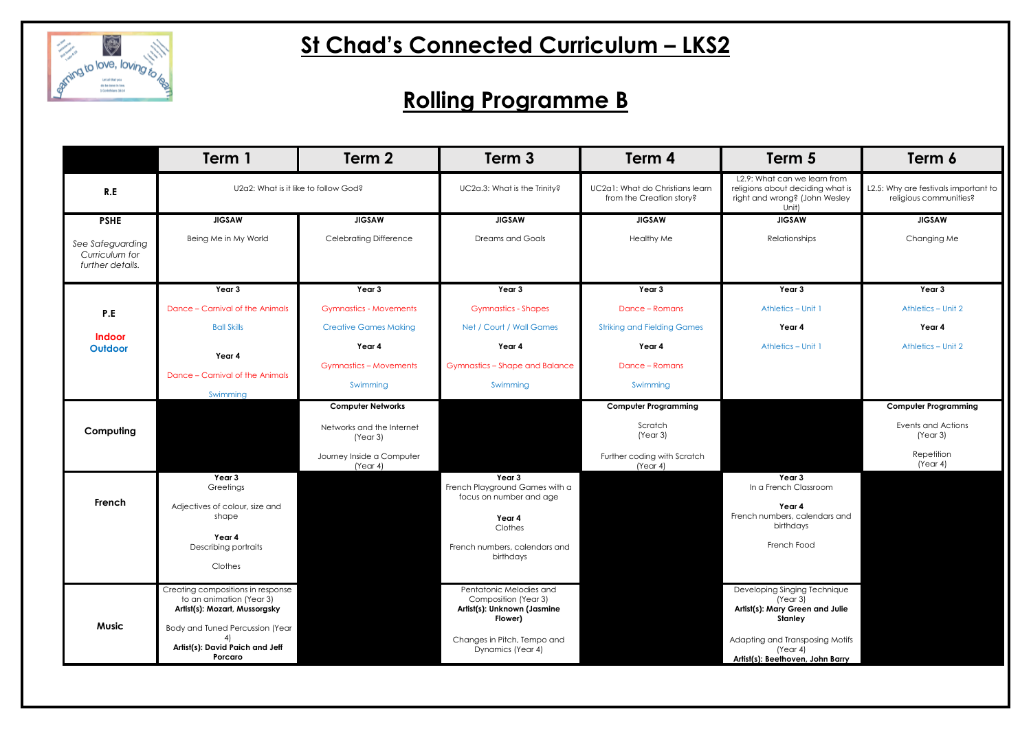# St Chad's Connected Curriculum – LKS2

## Rolling Programme B

| | Term 1 | Term 2 | Term 3 | Term 4 | Term 5 | Term 6 |
|---|---|---|---|---|---|---|
| **R.E** | U2a2: What is it like to follow God? | | UC2a.3: What is the Trinity? | UC2a1: What do Christians learn from the Creation story? | L2.9: What can we learn from religions about deciding what is right and wrong? (John Wesley Unit) | L2.5: Why are festivals important to religious communities? |
| **PSHE** *See Safeguarding Curriculum for further details.* | **JIGSAW** Being Me in My World | **JIGSAW** Celebrating Difference | **JIGSAW** Dreams and Goals | **JIGSAW** Healthy Me | **JIGSAW** Relationships | **JIGSAW** Changing Me |
| **P.E** **Indoor** **Outdoor** | **Year 3** Dance – Carnival of the Animals; Ball Skills. **Year 4** Dance – Carnival of the Animals; Swimming | **Year 3** Gymnastics - Movements; Creative Games Making. **Year 4** Gymnastics – Movements; Swimming | **Year 3** Gymnastics - Shapes; Net / Court / Wall Games. **Year 4** Gymnastics – Shape and Balance; Swimming | **Year 3** Dance – Romans; Striking and Fielding Games. **Year 4** Dance – Romans; Swimming | **Year 3** Athletics – Unit 1. **Year 4** Athletics – Unit 1 | **Year 3** Athletics – Unit 2. **Year 4** Athletics – Unit 2 |
| **Computing** | | **Computer Networks** Networks and the Internet (Year 3); Journey Inside a Computer (Year 4) | | **Computer Programming** Scratch (Year 3); Further coding with Scratch (Year 4) | | **Computer Programming** Events and Actions (Year 3); Repetition (Year 4) |
| **French** | **Year 3** Greetings; Adjectives of colour, size and shape. **Year 4** Describing portraits; Clothes | | **Year 3** French Playground Games with a focus on number and age. **Year 4** Clothes; French numbers, calendars and birthdays | | **Year 3** In a French Classroom. **Year 4** French numbers, calendars and birthdays; French Food | |
| **Music** | Creating compositions in response to an animation (Year 3) **Artist(s): Mozart, Mussorgsky**; Body and Tuned Percussion (Year 4) **Artist(s): David Paich and Jeff Porcaro** | | Pentatonic Melodies and Composition (Year 3) **Artist(s): Unknown (Jasmine Flower)**; Changes in Pitch, Tempo and Dynamics (Year 4) | | Developing Singing Technique (Year 3) **Artist(s): Mary Green and Julie Stanley**; Adapting and Transposing Motifs (Year 4) **Artist(s): Beethoven, John Barry** | |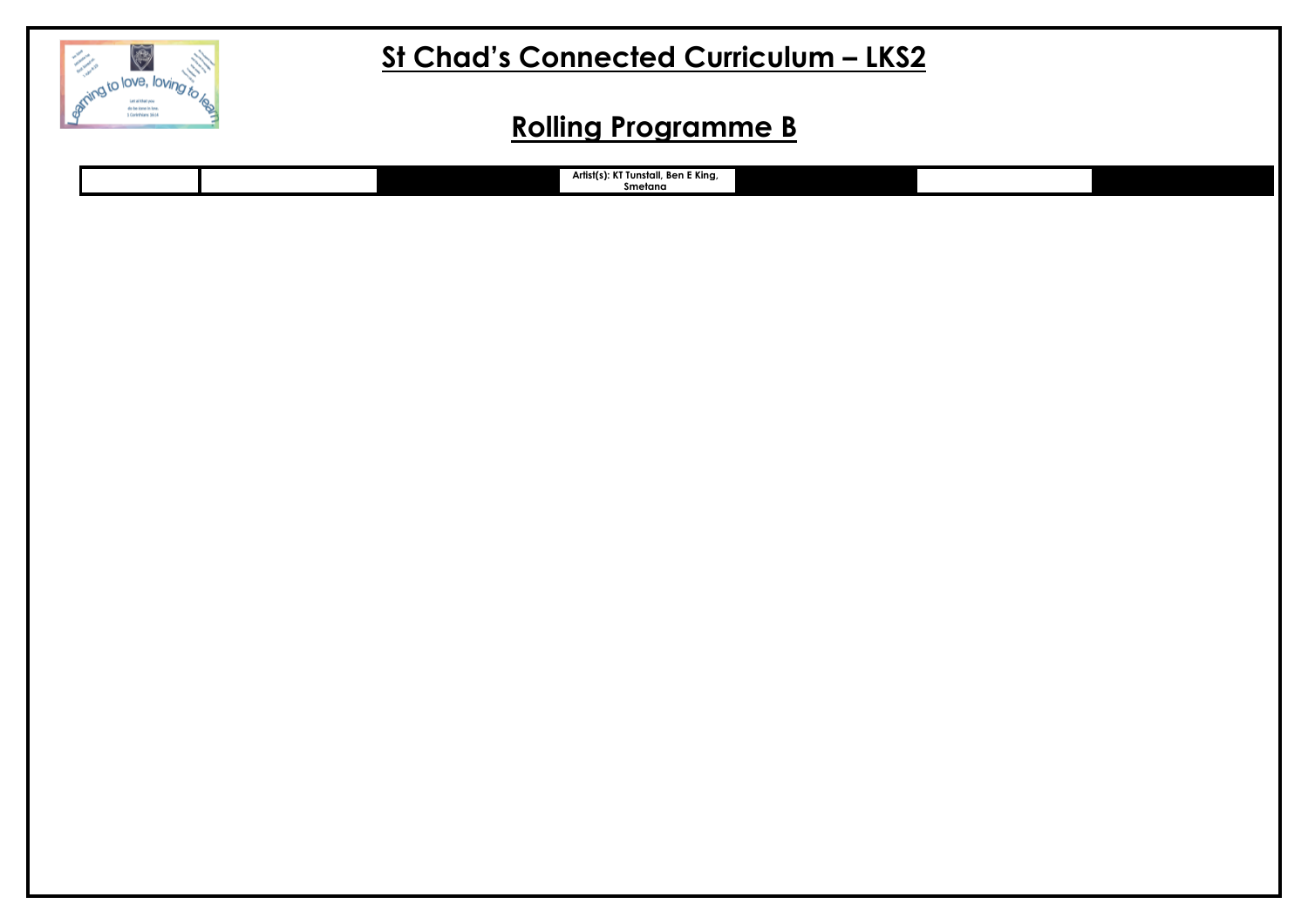# St Chad's Connected Curriculum – LKS2

## Rolling Programme B

| | | | | | | |
|---|---|---|---|---|---|---|
| | | | Artist(s): KT Tunstall, Ben E King, Smetana | | | |